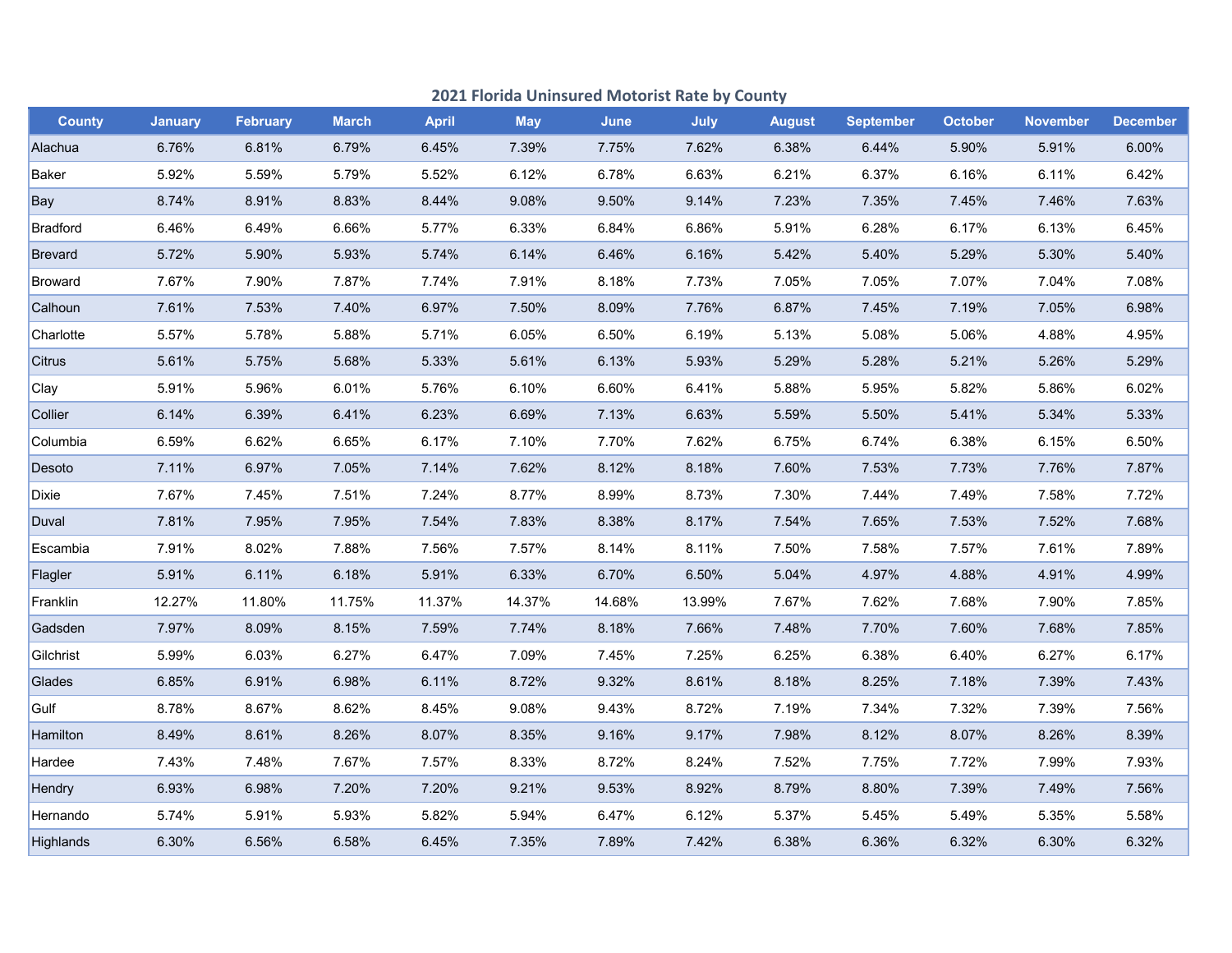## 2021 Florida Uninsured Motorist Rate by County

| County | January | February | March | April | May | June | July | August | September | October | November | December |
|---|---|---|---|---|---|---|---|---|---|---|---|---|
| Alachua | 6.76% | 6.81% | 6.79% | 6.45% | 7.39% | 7.75% | 7.62% | 6.38% | 6.44% | 5.90% | 5.91% | 6.00% |
| Baker | 5.92% | 5.59% | 5.79% | 5.52% | 6.12% | 6.78% | 6.63% | 6.21% | 6.37% | 6.16% | 6.11% | 6.42% |
| Bay | 8.74% | 8.91% | 8.83% | 8.44% | 9.08% | 9.50% | 9.14% | 7.23% | 7.35% | 7.45% | 7.46% | 7.63% |
| Bradford | 6.46% | 6.49% | 6.66% | 5.77% | 6.33% | 6.84% | 6.86% | 5.91% | 6.28% | 6.17% | 6.13% | 6.45% |
| Brevard | 5.72% | 5.90% | 5.93% | 5.74% | 6.14% | 6.46% | 6.16% | 5.42% | 5.40% | 5.29% | 5.30% | 5.40% |
| Broward | 7.67% | 7.90% | 7.87% | 7.74% | 7.91% | 8.18% | 7.73% | 7.05% | 7.05% | 7.07% | 7.04% | 7.08% |
| Calhoun | 7.61% | 7.53% | 7.40% | 6.97% | 7.50% | 8.09% | 7.76% | 6.87% | 7.45% | 7.19% | 7.05% | 6.98% |
| Charlotte | 5.57% | 5.78% | 5.88% | 5.71% | 6.05% | 6.50% | 6.19% | 5.13% | 5.08% | 5.06% | 4.88% | 4.95% |
| Citrus | 5.61% | 5.75% | 5.68% | 5.33% | 5.61% | 6.13% | 5.93% | 5.29% | 5.28% | 5.21% | 5.26% | 5.29% |
| Clay | 5.91% | 5.96% | 6.01% | 5.76% | 6.10% | 6.60% | 6.41% | 5.88% | 5.95% | 5.82% | 5.86% | 6.02% |
| Collier | 6.14% | 6.39% | 6.41% | 6.23% | 6.69% | 7.13% | 6.63% | 5.59% | 5.50% | 5.41% | 5.34% | 5.33% |
| Columbia | 6.59% | 6.62% | 6.65% | 6.17% | 7.10% | 7.70% | 7.62% | 6.75% | 6.74% | 6.38% | 6.15% | 6.50% |
| Desoto | 7.11% | 6.97% | 7.05% | 7.14% | 7.62% | 8.12% | 8.18% | 7.60% | 7.53% | 7.73% | 7.76% | 7.87% |
| Dixie | 7.67% | 7.45% | 7.51% | 7.24% | 8.77% | 8.99% | 8.73% | 7.30% | 7.44% | 7.49% | 7.58% | 7.72% |
| Duval | 7.81% | 7.95% | 7.95% | 7.54% | 7.83% | 8.38% | 8.17% | 7.54% | 7.65% | 7.53% | 7.52% | 7.68% |
| Escambia | 7.91% | 8.02% | 7.88% | 7.56% | 7.57% | 8.14% | 8.11% | 7.50% | 7.58% | 7.57% | 7.61% | 7.89% |
| Flagler | 5.91% | 6.11% | 6.18% | 5.91% | 6.33% | 6.70% | 6.50% | 5.04% | 4.97% | 4.88% | 4.91% | 4.99% |
| Franklin | 12.27% | 11.80% | 11.75% | 11.37% | 14.37% | 14.68% | 13.99% | 7.67% | 7.62% | 7.68% | 7.90% | 7.85% |
| Gadsden | 7.97% | 8.09% | 8.15% | 7.59% | 7.74% | 8.18% | 7.66% | 7.48% | 7.70% | 7.60% | 7.68% | 7.85% |
| Gilchrist | 5.99% | 6.03% | 6.27% | 6.47% | 7.09% | 7.45% | 7.25% | 6.25% | 6.38% | 6.40% | 6.27% | 6.17% |
| Glades | 6.85% | 6.91% | 6.98% | 6.11% | 8.72% | 9.32% | 8.61% | 8.18% | 8.25% | 7.18% | 7.39% | 7.43% |
| Gulf | 8.78% | 8.67% | 8.62% | 8.45% | 9.08% | 9.43% | 8.72% | 7.19% | 7.34% | 7.32% | 7.39% | 7.56% |
| Hamilton | 8.49% | 8.61% | 8.26% | 8.07% | 8.35% | 9.16% | 9.17% | 7.98% | 8.12% | 8.07% | 8.26% | 8.39% |
| Hardee | 7.43% | 7.48% | 7.67% | 7.57% | 8.33% | 8.72% | 8.24% | 7.52% | 7.75% | 7.72% | 7.99% | 7.93% |
| Hendry | 6.93% | 6.98% | 7.20% | 7.20% | 9.21% | 9.53% | 8.92% | 8.79% | 8.80% | 7.39% | 7.49% | 7.56% |
| Hernando | 5.74% | 5.91% | 5.93% | 5.82% | 5.94% | 6.47% | 6.12% | 5.37% | 5.45% | 5.49% | 5.35% | 5.58% |
| Highlands | 6.30% | 6.56% | 6.58% | 6.45% | 7.35% | 7.89% | 7.42% | 6.38% | 6.36% | 6.32% | 6.30% | 6.32% |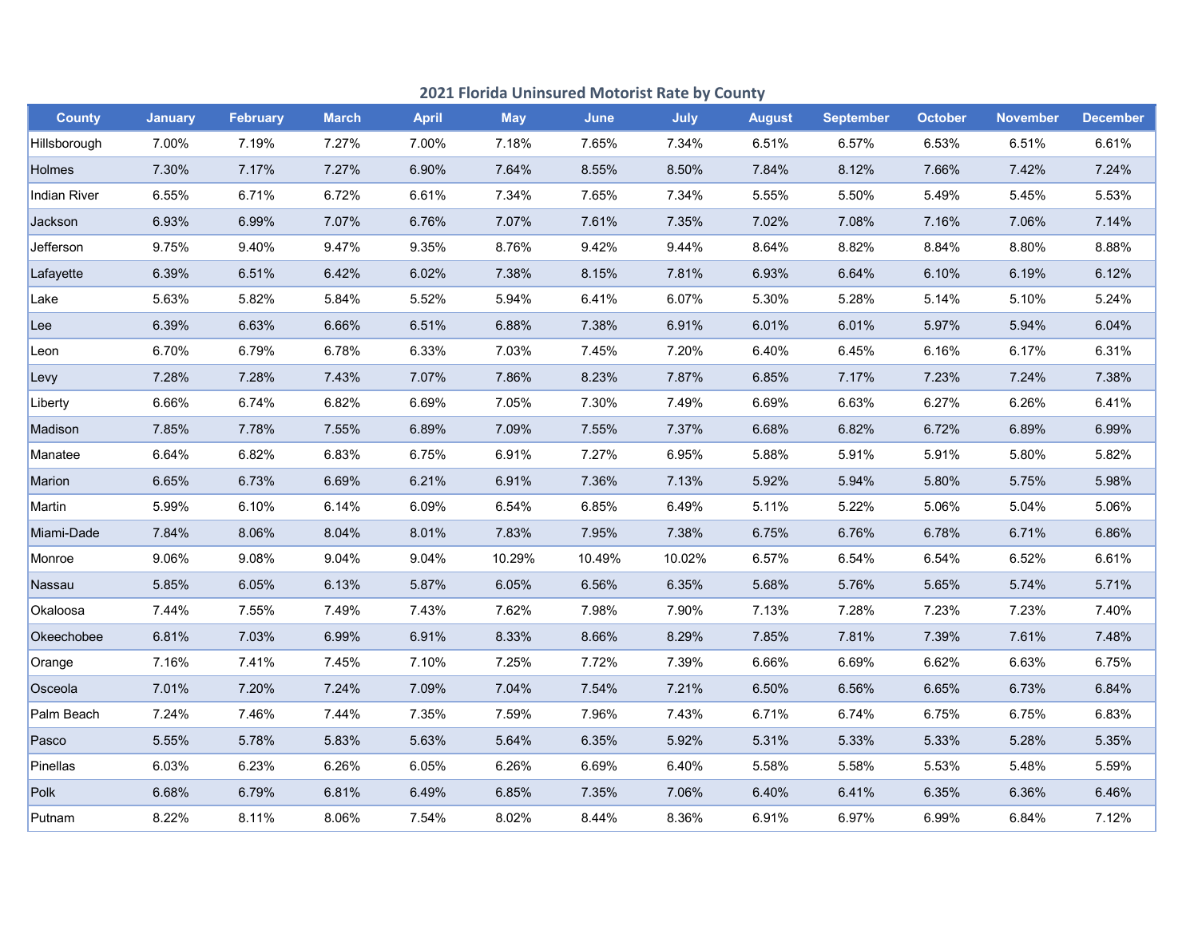## 2021 Florida Uninsured Motorist Rate by County

| County | January | February | March | April | May | June | July | August | September | October | November | December |
|---|---|---|---|---|---|---|---|---|---|---|---|---|
| Hillsborough | 7.00% | 7.19% | 7.27% | 7.00% | 7.18% | 7.65% | 7.34% | 6.51% | 6.57% | 6.53% | 6.51% | 6.61% |
| Holmes | 7.30% | 7.17% | 7.27% | 6.90% | 7.64% | 8.55% | 8.50% | 7.84% | 8.12% | 7.66% | 7.42% | 7.24% |
| Indian River | 6.55% | 6.71% | 6.72% | 6.61% | 7.34% | 7.65% | 7.34% | 5.55% | 5.50% | 5.49% | 5.45% | 5.53% |
| Jackson | 6.93% | 6.99% | 7.07% | 6.76% | 7.07% | 7.61% | 7.35% | 7.02% | 7.08% | 7.16% | 7.06% | 7.14% |
| Jefferson | 9.75% | 9.40% | 9.47% | 9.35% | 8.76% | 9.42% | 9.44% | 8.64% | 8.82% | 8.84% | 8.80% | 8.88% |
| Lafayette | 6.39% | 6.51% | 6.42% | 6.02% | 7.38% | 8.15% | 7.81% | 6.93% | 6.64% | 6.10% | 6.19% | 6.12% |
| Lake | 5.63% | 5.82% | 5.84% | 5.52% | 5.94% | 6.41% | 6.07% | 5.30% | 5.28% | 5.14% | 5.10% | 5.24% |
| Lee | 6.39% | 6.63% | 6.66% | 6.51% | 6.88% | 7.38% | 6.91% | 6.01% | 6.01% | 5.97% | 5.94% | 6.04% |
| Leon | 6.70% | 6.79% | 6.78% | 6.33% | 7.03% | 7.45% | 7.20% | 6.40% | 6.45% | 6.16% | 6.17% | 6.31% |
| Levy | 7.28% | 7.28% | 7.43% | 7.07% | 7.86% | 8.23% | 7.87% | 6.85% | 7.17% | 7.23% | 7.24% | 7.38% |
| Liberty | 6.66% | 6.74% | 6.82% | 6.69% | 7.05% | 7.30% | 7.49% | 6.69% | 6.63% | 6.27% | 6.26% | 6.41% |
| Madison | 7.85% | 7.78% | 7.55% | 6.89% | 7.09% | 7.55% | 7.37% | 6.68% | 6.82% | 6.72% | 6.89% | 6.99% |
| Manatee | 6.64% | 6.82% | 6.83% | 6.75% | 6.91% | 7.27% | 6.95% | 5.88% | 5.91% | 5.91% | 5.80% | 5.82% |
| Marion | 6.65% | 6.73% | 6.69% | 6.21% | 6.91% | 7.36% | 7.13% | 5.92% | 5.94% | 5.80% | 5.75% | 5.98% |
| Martin | 5.99% | 6.10% | 6.14% | 6.09% | 6.54% | 6.85% | 6.49% | 5.11% | 5.22% | 5.06% | 5.04% | 5.06% |
| Miami-Dade | 7.84% | 8.06% | 8.04% | 8.01% | 7.83% | 7.95% | 7.38% | 6.75% | 6.76% | 6.78% | 6.71% | 6.86% |
| Monroe | 9.06% | 9.08% | 9.04% | 9.04% | 10.29% | 10.49% | 10.02% | 6.57% | 6.54% | 6.54% | 6.52% | 6.61% |
| Nassau | 5.85% | 6.05% | 6.13% | 5.87% | 6.05% | 6.56% | 6.35% | 5.68% | 5.76% | 5.65% | 5.74% | 5.71% |
| Okaloosa | 7.44% | 7.55% | 7.49% | 7.43% | 7.62% | 7.98% | 7.90% | 7.13% | 7.28% | 7.23% | 7.23% | 7.40% |
| Okeechobee | 6.81% | 7.03% | 6.99% | 6.91% | 8.33% | 8.66% | 8.29% | 7.85% | 7.81% | 7.39% | 7.61% | 7.48% |
| Orange | 7.16% | 7.41% | 7.45% | 7.10% | 7.25% | 7.72% | 7.39% | 6.66% | 6.69% | 6.62% | 6.63% | 6.75% |
| Osceola | 7.01% | 7.20% | 7.24% | 7.09% | 7.04% | 7.54% | 7.21% | 6.50% | 6.56% | 6.65% | 6.73% | 6.84% |
| Palm Beach | 7.24% | 7.46% | 7.44% | 7.35% | 7.59% | 7.96% | 7.43% | 6.71% | 6.74% | 6.75% | 6.75% | 6.83% |
| Pasco | 5.55% | 5.78% | 5.83% | 5.63% | 5.64% | 6.35% | 5.92% | 5.31% | 5.33% | 5.33% | 5.28% | 5.35% |
| Pinellas | 6.03% | 6.23% | 6.26% | 6.05% | 6.26% | 6.69% | 6.40% | 5.58% | 5.58% | 5.53% | 5.48% | 5.59% |
| Polk | 6.68% | 6.79% | 6.81% | 6.49% | 6.85% | 7.35% | 7.06% | 6.40% | 6.41% | 6.35% | 6.36% | 6.46% |
| Putnam | 8.22% | 8.11% | 8.06% | 7.54% | 8.02% | 8.44% | 8.36% | 6.91% | 6.97% | 6.99% | 6.84% | 7.12% |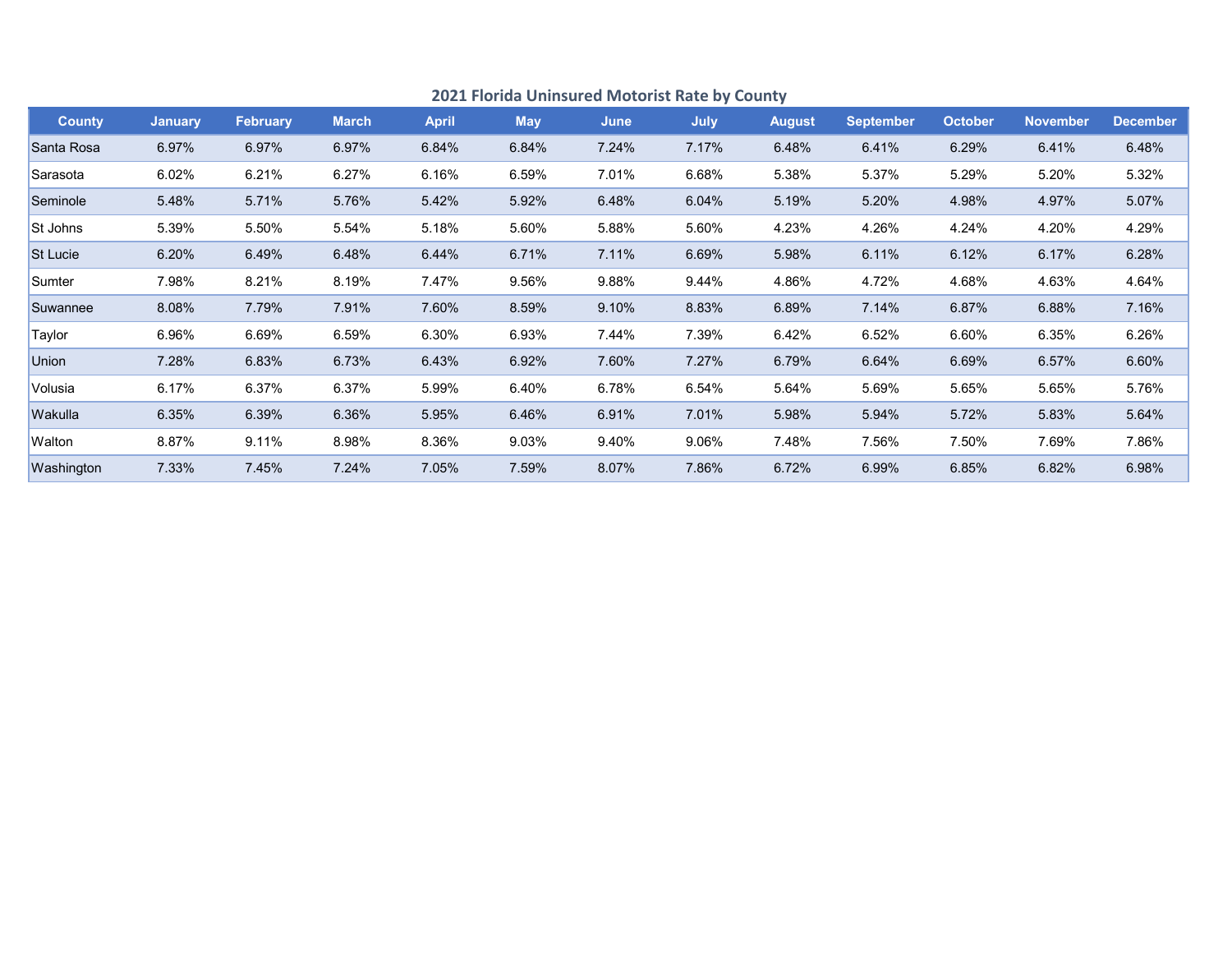## 2021 Florida Uninsured Motorist Rate by County

| County | January | February | March | April | May | June | July | August | September | October | November | December |
|---|---|---|---|---|---|---|---|---|---|---|---|---|
| Santa Rosa | 6.97% | 6.97% | 6.97% | 6.84% | 6.84% | 7.24% | 7.17% | 6.48% | 6.41% | 6.29% | 6.41% | 6.48% |
| Sarasota | 6.02% | 6.21% | 6.27% | 6.16% | 6.59% | 7.01% | 6.68% | 5.38% | 5.37% | 5.29% | 5.20% | 5.32% |
| Seminole | 5.48% | 5.71% | 5.76% | 5.42% | 5.92% | 6.48% | 6.04% | 5.19% | 5.20% | 4.98% | 4.97% | 5.07% |
| St Johns | 5.39% | 5.50% | 5.54% | 5.18% | 5.60% | 5.88% | 5.60% | 4.23% | 4.26% | 4.24% | 4.20% | 4.29% |
| St Lucie | 6.20% | 6.49% | 6.48% | 6.44% | 6.71% | 7.11% | 6.69% | 5.98% | 6.11% | 6.12% | 6.17% | 6.28% |
| Sumter | 7.98% | 8.21% | 8.19% | 7.47% | 9.56% | 9.88% | 9.44% | 4.86% | 4.72% | 4.68% | 4.63% | 4.64% |
| Suwannee | 8.08% | 7.79% | 7.91% | 7.60% | 8.59% | 9.10% | 8.83% | 6.89% | 7.14% | 6.87% | 6.88% | 7.16% |
| Taylor | 6.96% | 6.69% | 6.59% | 6.30% | 6.93% | 7.44% | 7.39% | 6.42% | 6.52% | 6.60% | 6.35% | 6.26% |
| Union | 7.28% | 6.83% | 6.73% | 6.43% | 6.92% | 7.60% | 7.27% | 6.79% | 6.64% | 6.69% | 6.57% | 6.60% |
| Volusia | 6.17% | 6.37% | 6.37% | 5.99% | 6.40% | 6.78% | 6.54% | 5.64% | 5.69% | 5.65% | 5.65% | 5.76% |
| Wakulla | 6.35% | 6.39% | 6.36% | 5.95% | 6.46% | 6.91% | 7.01% | 5.98% | 5.94% | 5.72% | 5.83% | 5.64% |
| Walton | 8.87% | 9.11% | 8.98% | 8.36% | 9.03% | 9.40% | 9.06% | 7.48% | 7.56% | 7.50% | 7.69% | 7.86% |
| Washington | 7.33% | 7.45% | 7.24% | 7.05% | 7.59% | 8.07% | 7.86% | 6.72% | 6.99% | 6.85% | 6.82% | 6.98% |